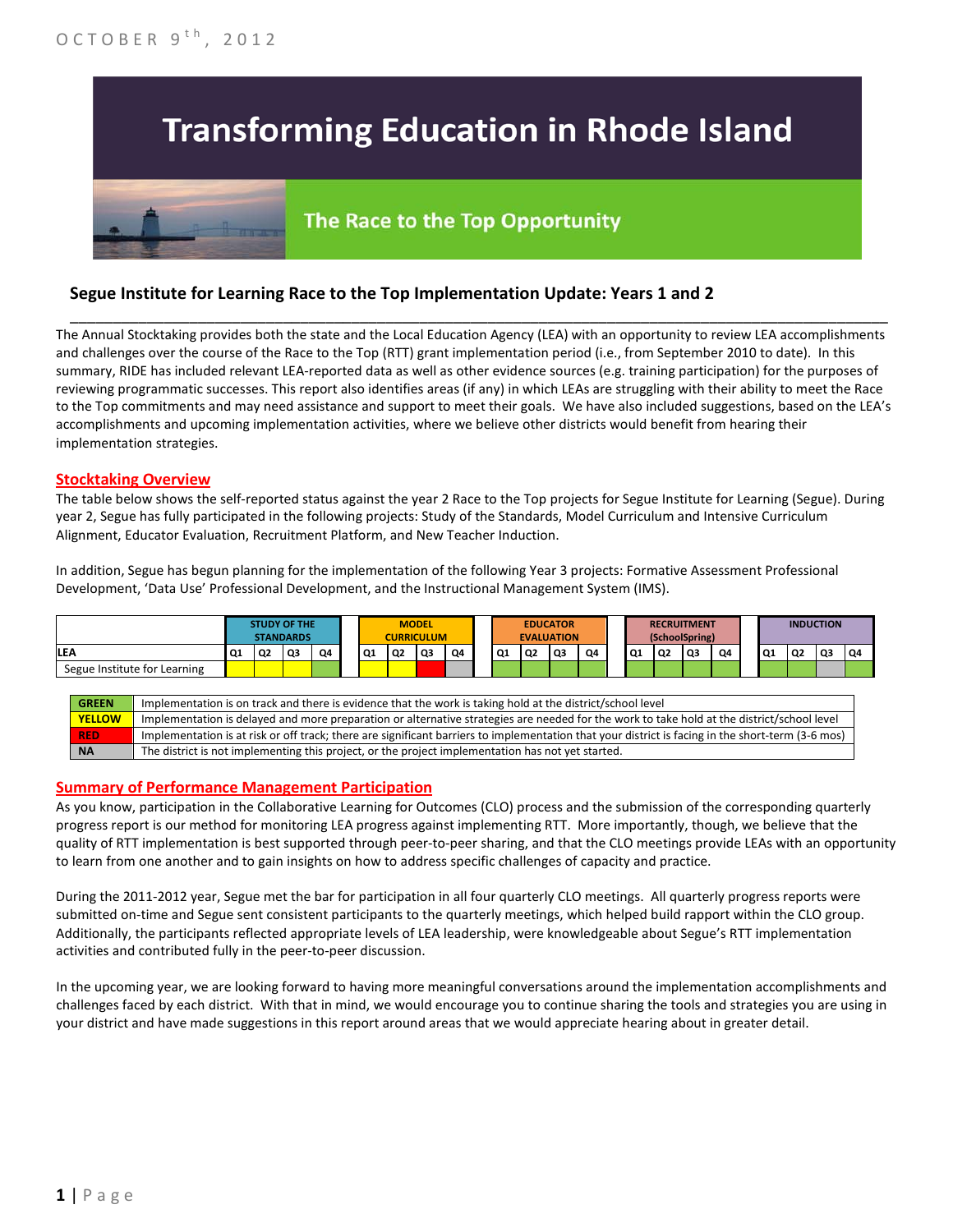OCTOBER 9th, 2012

# Transforming Education in Rhode Island

## The Race to the Top Opportunity

### Segue Institute for Learning Race to the Top Implementation Update: Years 1 and 2

The Annual Stocktaking provides both the state and the Local Education Agency (LEA) with an opportunity to review LEA accomplishments and challenges over the course of the Race to the Top (RTT) grant implementation period (i.e., from September 2010 to date). In this summary, RIDE has included relevant LEA-reported data as well as other evidence sources (e.g. training participation) for the purposes of reviewing programmatic successes. This report also identifies areas (if any) in which LEAs are struggling with their ability to meet the Race to the Top commitments and may need assistance and support to meet their goals. We have also included suggestions, based on the LEA's accomplishments and upcoming implementation activities, where we believe other districts would benefit from hearing their implementation strategies.

#### Stocktaking Overview

The table below shows the self-reported status against the year 2 Race to the Top projects for Segue Institute for Learning (Segue). During year 2, Segue has fully participated in the following projects: Study of the Standards, Model Curriculum and Intensive Curriculum Alignment, Educator Evaluation, Recruitment Platform, and New Teacher Induction.

In addition, Segue has begun planning for the implementation of the following Year 3 projects: Formative Assessment Professional Development, 'Data Use' Professional Development, and the Instructional Management System (IMS).

| | STUDY OF THE STANDARDS | | | | MODEL CURRICULUM | | | | EDUCATOR EVALUATION | | | | RECRUITMENT (SchoolSpring) | | | | INDUCTION | | | |
|---|---|---|---|---|---|---|---|---|---|---|---|---|---|---|---|---|---|---|---|---|
| LEA | Q1 | Q2 | Q3 | Q4 | Q1 | Q2 | Q3 | Q4 | Q1 | Q2 | Q3 | Q4 | Q1 | Q2 | Q3 | Q4 | Q1 | Q2 | Q3 | Q4 |
| Segue Institute for Learning | Yellow | Yellow | Yellow | Green | Yellow | Yellow | Red | NA | Green | Green | Green | Green | Green | Green | Green | Green | Green | Green | NA | Green |

| | |
|---|---|
| GREEN | Implementation is on track and there is evidence that the work is taking hold at the district/school level |
| YELLOW | Implementation is delayed and more preparation or alternative strategies are needed for the work to take hold at the district/school level |
| RED | Implementation is at risk or off track; there are significant barriers to implementation that your district is facing in the short-term (3-6 mos) |
| NA | The district is not implementing this project, or the project implementation has not yet started. |

#### Summary of Performance Management Participation

As you know, participation in the Collaborative Learning for Outcomes (CLO) process and the submission of the corresponding quarterly progress report is our method for monitoring LEA progress against implementing RTT. More importantly, though, we believe that the quality of RTT implementation is best supported through peer-to-peer sharing, and that the CLO meetings provide LEAs with an opportunity to learn from one another and to gain insights on how to address specific challenges of capacity and practice.

During the 2011-2012 year, Segue met the bar for participation in all four quarterly CLO meetings. All quarterly progress reports were submitted on-time and Segue sent consistent participants to the quarterly meetings, which helped build rapport within the CLO group. Additionally, the participants reflected appropriate levels of LEA leadership, were knowledgeable about Segue's RTT implementation activities and contributed fully in the peer-to-peer discussion.

In the upcoming year, we are looking forward to having more meaningful conversations around the implementation accomplishments and challenges faced by each district. With that in mind, we would encourage you to continue sharing the tools and strategies you are using in your district and have made suggestions in this report around areas that we would appreciate hearing about in greater detail.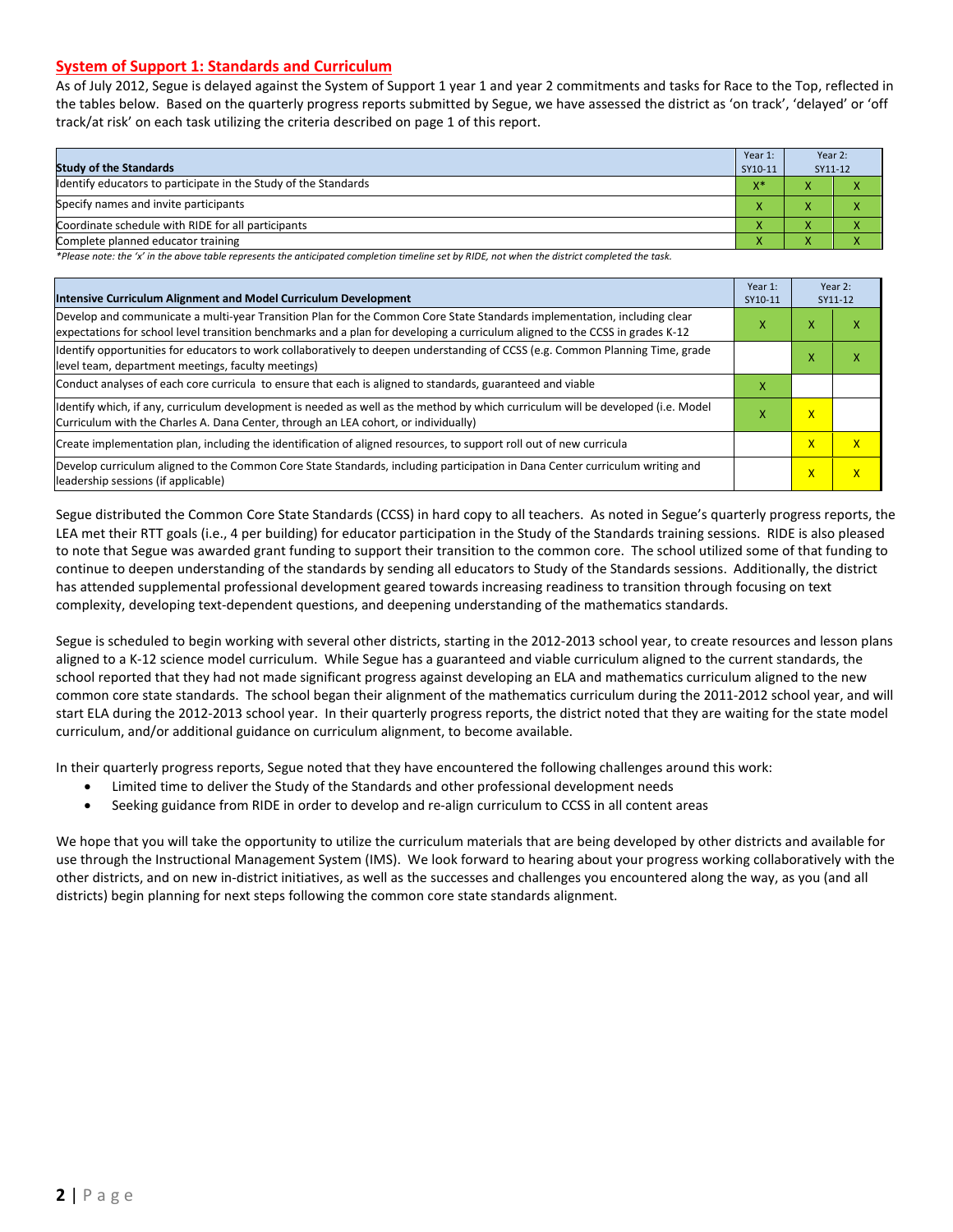## System of Support 1: Standards and Curriculum

As of July 2012, Segue is delayed against the System of Support 1 year 1 and year 2 commitments and tasks for Race to the Top, reflected in the tables below. Based on the quarterly progress reports submitted by Segue, we have assessed the district as 'on track', 'delayed' or 'off track/at risk' on each task utilizing the criteria described on page 1 of this report.

| Study of the Standards | Year 1: SY10-11 | Year 2: SY11-12 | |
|---|---|---|---|
| Identify educators to participate in the Study of the Standards | X* | X | X |
| Specify names and invite participants | X | X | X |
| Coordinate schedule with RIDE for all participants | X | X | X |
| Complete planned educator training | X | X | X |

*Please note: the 'x' in the above table represents the anticipated completion timeline set by RIDE, not when the district completed the task.*

| Intensive Curriculum Alignment and Model Curriculum Development | Year 1: SY10-11 | Year 2: SY11-12 | |
|---|---|---|---|
| Develop and communicate a multi-year Transition Plan for the Common Core State Standards implementation, including clear expectations for school level transition benchmarks and a plan for developing a curriculum aligned to the CCSS in grades K-12 | X | X | X |
| Identify opportunities for educators to work collaboratively to deepen understanding of CCSS (e.g. Common Planning Time, grade level team, department meetings, faculty meetings) | | X | X |
| Conduct analyses of each core curricula to ensure that each is aligned to standards, guaranteed and viable | X | | |
| Identify which, if any, curriculum development is needed as well as the method by which curriculum will be developed (i.e. Model Curriculum with the Charles A. Dana Center, through an LEA cohort, or individually) | X | X | |
| Create implementation plan, including the identification of aligned resources, to support roll out of new curricula | | X | X |
| Develop curriculum aligned to the Common Core State Standards, including participation in Dana Center curriculum writing and leadership sessions (if applicable) | | X | X |

Segue distributed the Common Core State Standards (CCSS) in hard copy to all teachers. As noted in Segue's quarterly progress reports, the LEA met their RTT goals (i.e., 4 per building) for educator participation in the Study of the Standards training sessions. RIDE is also pleased to note that Segue was awarded grant funding to support their transition to the common core. The school utilized some of that funding to continue to deepen understanding of the standards by sending all educators to Study of the Standards sessions. Additionally, the district has attended supplemental professional development geared towards increasing readiness to transition through focusing on text complexity, developing text-dependent questions, and deepening understanding of the mathematics standards.

Segue is scheduled to begin working with several other districts, starting in the 2012-2013 school year, to create resources and lesson plans aligned to a K-12 science model curriculum. While Segue has a guaranteed and viable curriculum aligned to the current standards, the school reported that they had not made significant progress against developing an ELA and mathematics curriculum aligned to the new common core state standards. The school began their alignment of the mathematics curriculum during the 2011-2012 school year, and will start ELA during the 2012-2013 school year. In their quarterly progress reports, the district noted that they are waiting for the state model curriculum, and/or additional guidance on curriculum alignment, to become available.

In their quarterly progress reports, Segue noted that they have encountered the following challenges around this work:

- Limited time to deliver the Study of the Standards and other professional development needs
- Seeking guidance from RIDE in order to develop and re-align curriculum to CCSS in all content areas

We hope that you will take the opportunity to utilize the curriculum materials that are being developed by other districts and available for use through the Instructional Management System (IMS). We look forward to hearing about your progress working collaboratively with the other districts, and on new in-district initiatives, as well as the successes and challenges you encountered along the way, as you (and all districts) begin planning for next steps following the common core state standards alignment.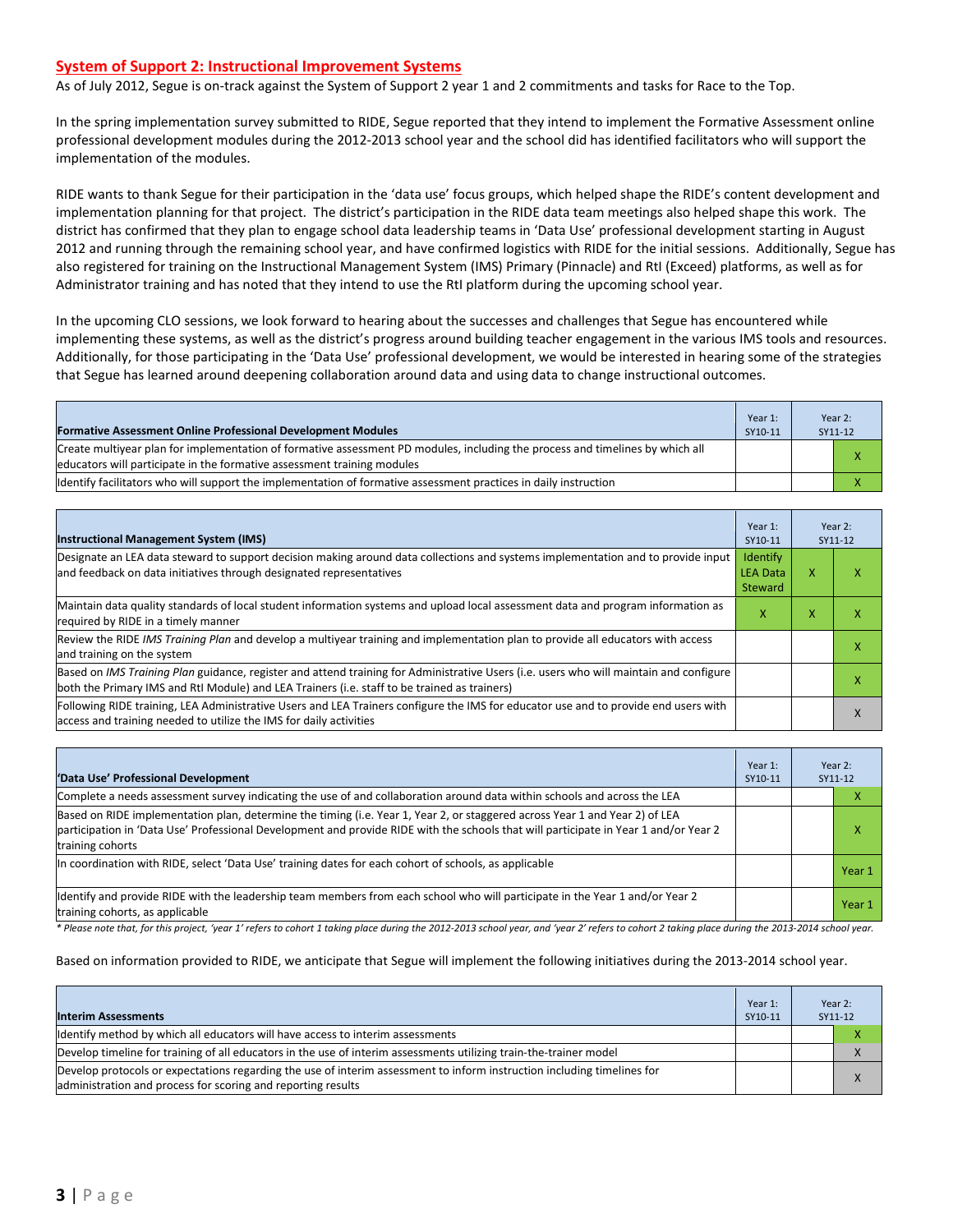## System of Support 2: Instructional Improvement Systems

As of July 2012, Segue is on-track against the System of Support 2 year 1 and 2 commitments and tasks for Race to the Top.

In the spring implementation survey submitted to RIDE, Segue reported that they intend to implement the Formative Assessment online professional development modules during the 2012-2013 school year and the school did has identified facilitators who will support the implementation of the modules.

RIDE wants to thank Segue for their participation in the 'data use' focus groups, which helped shape the RIDE's content development and implementation planning for that project. The district's participation in the RIDE data team meetings also helped shape this work. The district has confirmed that they plan to engage school data leadership teams in 'Data Use' professional development starting in August 2012 and running through the remaining school year, and have confirmed logistics with RIDE for the initial sessions. Additionally, Segue has also registered for training on the Instructional Management System (IMS) Primary (Pinnacle) and RtI (Exceed) platforms, as well as for Administrator training and has noted that they intend to use the RtI platform during the upcoming school year.

In the upcoming CLO sessions, we look forward to hearing about the successes and challenges that Segue has encountered while implementing these systems, as well as the district's progress around building teacher engagement in the various IMS tools and resources. Additionally, for those participating in the 'Data Use' professional development, we would be interested in hearing some of the strategies that Segue has learned around deepening collaboration around data and using data to change instructional outcomes.

| Formative Assessment Online Professional Development Modules | Year 1: SY10-11 | Year 2: SY11-12 | |
|---|---|---|---|
| Create multiyear plan for implementation of formative assessment PD modules, including the process and timelines by which all educators will participate in the formative assessment training modules | | | X |
| Identify facilitators who will support the implementation of formative assessment practices in daily instruction | | | X |

| Instructional Management System (IMS) | Year 1: SY10-11 | Year 2: SY11-12 | |
|---|---|---|---|
| Designate an LEA data steward to support decision making around data collections and systems implementation and to provide input and feedback on data initiatives through designated representatives | Identify LEA Data Steward | X | X |
| Maintain data quality standards of local student information systems and upload local assessment data and program information as required by RIDE in a timely manner | X | X | X |
| Review the RIDE *IMS Training Plan* and develop a multiyear training and implementation plan to provide all educators with access and training on the system | | | X |
| Based on *IMS Training Plan* guidance, register and attend training for Administrative Users (i.e. users who will maintain and configure both the Primary IMS and RtI Module) and LEA Trainers (i.e. staff to be trained as trainers) | | | X |
| Following RIDE training, LEA Administrative Users and LEA Trainers configure the IMS for educator use and to provide end users with access and training needed to utilize the IMS for daily activities | | | X |

| 'Data Use' Professional Development | Year 1: SY10-11 | Year 2: SY11-12 | |
|---|---|---|---|
| Complete a needs assessment survey indicating the use of and collaboration around data within schools and across the LEA | | | X |
| Based on RIDE implementation plan, determine the timing (i.e. Year 1, Year 2, or staggered across Year 1 and Year 2) of LEA participation in 'Data Use' Professional Development and provide RIDE with the schools that will participate in Year 1 and/or Year 2 training cohorts | | | X |
| In coordination with RIDE, select 'Data Use' training dates for each cohort of schools, as applicable | | | Year 1 |
| Identify and provide RIDE with the leadership team members from each school who will participate in the Year 1 and/or Year 2 training cohorts, as applicable | | | Year 1 |

*\* Please note that, for this project, 'year 1' refers to cohort 1 taking place during the 2012-2013 school year, and 'year 2' refers to cohort 2 taking place during the 2013-2014 school year.*

Based on information provided to RIDE, we anticipate that Segue will implement the following initiatives during the 2013-2014 school year.

| Interim Assessments | Year 1: SY10-11 | Year 2: SY11-12 | |
|---|---|---|---|
| Identify method by which all educators will have access to interim assessments | | | X |
| Develop timeline for training of all educators in the use of interim assessments utilizing train-the-trainer model | | | X |
| Develop protocols or expectations regarding the use of interim assessment to inform instruction including timelines for administration and process for scoring and reporting results | | | X |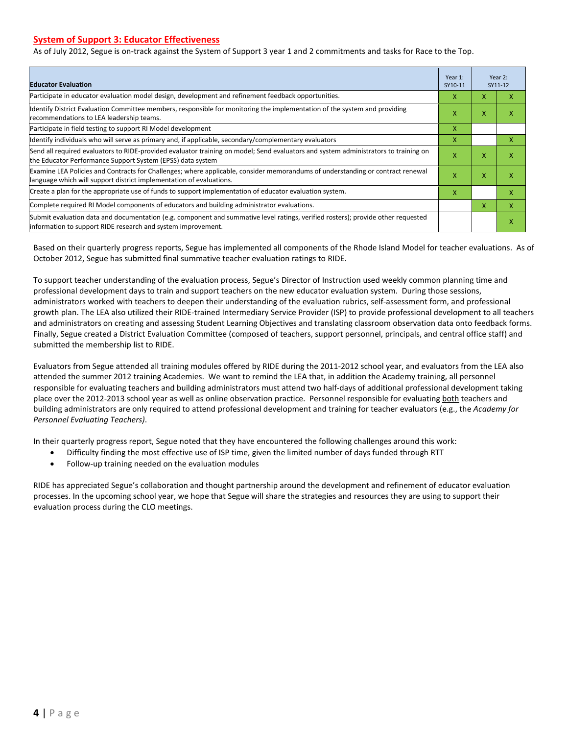## System of Support 3: Educator Effectiveness

As of July 2012, Segue is on-track against the System of Support 3 year 1 and 2 commitments and tasks for Race to the Top.

| Educator Evaluation | Year 1: SY10-11 | Year 2: SY11-12 | |
|---|---|---|---|
| Participate in educator evaluation model design, development and refinement feedback opportunities. | X | X | X |
| Identify District Evaluation Committee members, responsible for monitoring the implementation of the system and providing recommendations to LEA leadership teams. | X | X | X |
| Participate in field testing to support RI Model development | X | | |
| Identify individuals who will serve as primary and, if applicable, secondary/complementary evaluators | X | | X |
| Send all required evaluators to RIDE-provided evaluator training on model; Send evaluators and system administrators to training on the Educator Performance Support System (EPSS) data system | X | X | X |
| Examine LEA Policies and Contracts for Challenges; where applicable, consider memorandums of understanding or contract renewal language which will support district implementation of evaluations. | X | X | X |
| Create a plan for the appropriate use of funds to support implementation of educator evaluation system. | X | | X |
| Complete required RI Model components of educators and building administrator evaluations. | | X | X |
| Submit evaluation data and documentation (e.g. component and summative level ratings, verified rosters); provide other requested information to support RIDE research and system improvement. | | | X |

Based on their quarterly progress reports, Segue has implemented all components of the Rhode Island Model for teacher evaluations. As of October 2012, Segue has submitted final summative teacher evaluation ratings to RIDE.

To support teacher understanding of the evaluation process, Segue's Director of Instruction used weekly common planning time and professional development days to train and support teachers on the new educator evaluation system. During those sessions, administrators worked with teachers to deepen their understanding of the evaluation rubrics, self-assessment form, and professional growth plan. The LEA also utilized their RIDE-trained Intermediary Service Provider (ISP) to provide professional development to all teachers and administrators on creating and assessing Student Learning Objectives and translating classroom observation data onto feedback forms. Finally, Segue created a District Evaluation Committee (composed of teachers, support personnel, principals, and central office staff) and submitted the membership list to RIDE.

Evaluators from Segue attended all training modules offered by RIDE during the 2011-2012 school year, and evaluators from the LEA also attended the summer 2012 training Academies. We want to remind the LEA that, in addition the Academy training, all personnel responsible for evaluating teachers and building administrators must attend two half-days of additional professional development taking place over the 2012-2013 school year as well as online observation practice. Personnel responsible for evaluating both teachers and building administrators are only required to attend professional development and training for teacher evaluators (e.g., the *Academy for Personnel Evaluating Teachers)*.

In their quarterly progress report, Segue noted that they have encountered the following challenges around this work:

- Difficulty finding the most effective use of ISP time, given the limited number of days funded through RTT
- Follow-up training needed on the evaluation modules

RIDE has appreciated Segue's collaboration and thought partnership around the development and refinement of educator evaluation processes. In the upcoming school year, we hope that Segue will share the strategies and resources they are using to support their evaluation process during the CLO meetings.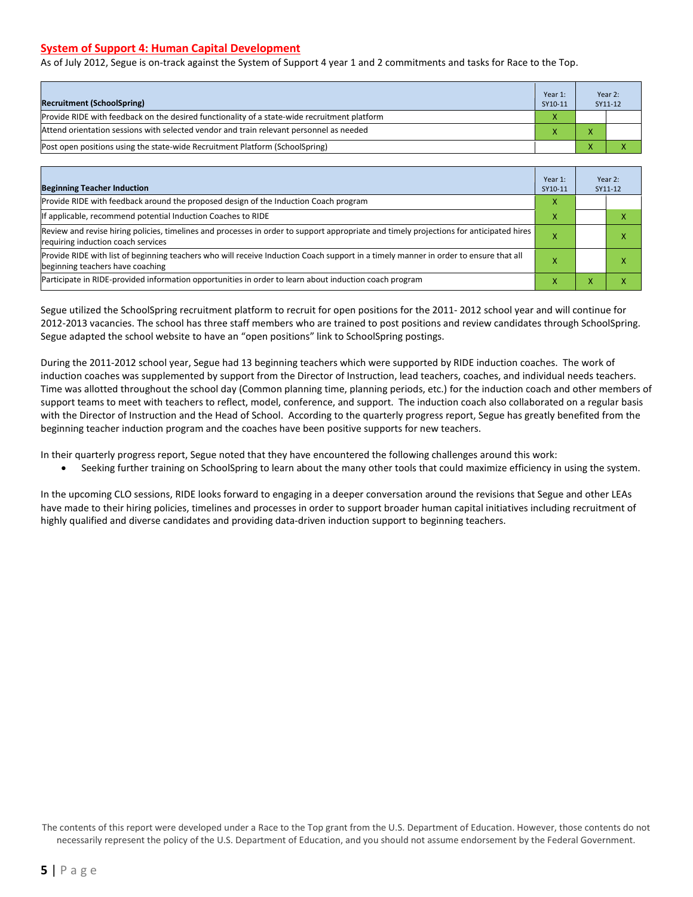## System of Support 4: Human Capital Development

As of July 2012, Segue is on-track against the System of Support 4 year 1 and 2 commitments and tasks for Race to the Top.

| Recruitment (SchoolSpring) | Year 1: SY10-11 | Year 2: SY11-12 | |
|---|---|---|---|
| Provide RIDE with feedback on the desired functionality of a state-wide recruitment platform | X | | |
| Attend orientation sessions with selected vendor and train relevant personnel as needed | X | X | |
| Post open positions using the state-wide Recruitment Platform (SchoolSpring) | | X | X |

| Beginning Teacher Induction | Year 1: SY10-11 | Year 2: SY11-12 | |
|---|---|---|---|
| Provide RIDE with feedback around the proposed design of the Induction Coach program | X | | |
| If applicable, recommend potential Induction Coaches to RIDE | X | | X |
| Review and revise hiring policies, timelines and processes in order to support appropriate and timely projections for anticipated hires requiring induction coach services | X | | X |
| Provide RIDE with list of beginning teachers who will receive Induction Coach support in a timely manner in order to ensure that all beginning teachers have coaching | X | | X |
| Participate in RIDE-provided information opportunities in order to learn about induction coach program | X | X | X |

Segue utilized the SchoolSpring recruitment platform to recruit for open positions for the 2011- 2012 school year and will continue for 2012-2013 vacancies. The school has three staff members who are trained to post positions and review candidates through SchoolSpring. Segue adapted the school website to have an "open positions" link to SchoolSpring postings.

During the 2011-2012 school year, Segue had 13 beginning teachers which were supported by RIDE induction coaches. The work of induction coaches was supplemented by support from the Director of Instruction, lead teachers, coaches, and individual needs teachers. Time was allotted throughout the school day (Common planning time, planning periods, etc.) for the induction coach and other members of support teams to meet with teachers to reflect, model, conference, and support. The induction coach also collaborated on a regular basis with the Director of Instruction and the Head of School. According to the quarterly progress report, Segue has greatly benefited from the beginning teacher induction program and the coaches have been positive supports for new teachers.

In their quarterly progress report, Segue noted that they have encountered the following challenges around this work:

- Seeking further training on SchoolSpring to learn about the many other tools that could maximize efficiency in using the system.

In the upcoming CLO sessions, RIDE looks forward to engaging in a deeper conversation around the revisions that Segue and other LEAs have made to their hiring policies, timelines and processes in order to support broader human capital initiatives including recruitment of highly qualified and diverse candidates and providing data-driven induction support to beginning teachers.

The contents of this report were developed under a Race to the Top grant from the U.S. Department of Education. However, those contents do not necessarily represent the policy of the U.S. Department of Education, and you should not assume endorsement by the Federal Government.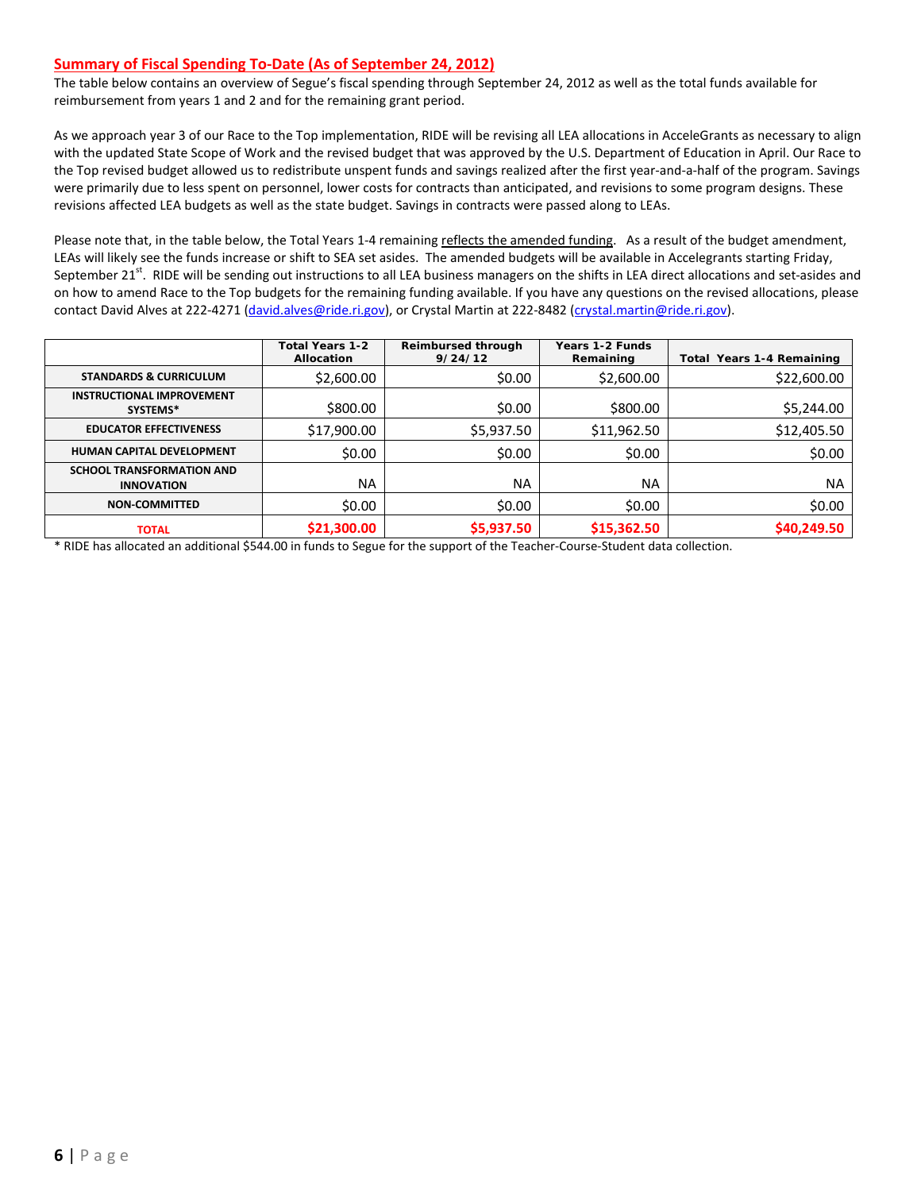## Summary of Fiscal Spending To-Date (As of September 24, 2012)

The table below contains an overview of Segue's fiscal spending through September 24, 2012 as well as the total funds available for reimbursement from years 1 and 2 and for the remaining grant period.

As we approach year 3 of our Race to the Top implementation, RIDE will be revising all LEA allocations in AcceleGrants as necessary to align with the updated State Scope of Work and the revised budget that was approved by the U.S. Department of Education in April. Our Race to the Top revised budget allowed us to redistribute unspent funds and savings realized after the first year-and-a-half of the program. Savings were primarily due to less spent on personnel, lower costs for contracts than anticipated, and revisions to some program designs. These revisions affected LEA budgets as well as the state budget. Savings in contracts were passed along to LEAs.

Please note that, in the table below, the Total Years 1-4 remaining reflects the amended funding. As a result of the budget amendment, LEAs will likely see the funds increase or shift to SEA set asides. The amended budgets will be available in Accelegrants starting Friday, September 21st. RIDE will be sending out instructions to all LEA business managers on the shifts in LEA direct allocations and set-asides and on how to amend Race to the Top budgets for the remaining funding available. If you have any questions on the revised allocations, please contact David Alves at 222-4271 (david.alves@ride.ri.gov), or Crystal Martin at 222-8482 (crystal.martin@ride.ri.gov).

| | Total Years 1-2 Allocation | Reimbursed through 9/24/12 | Years 1-2 Funds Remaining | Total Years 1-4 Remaining |
|---|---|---|---|---|
| STANDARDS & CURRICULUM | $2,600.00 | $0.00 | $2,600.00 | $22,600.00 |
| INSTRUCTIONAL IMPROVEMENT SYSTEMS* | $800.00 | $0.00 | $800.00 | $5,244.00 |
| EDUCATOR EFFECTIVENESS | $17,900.00 | $5,937.50 | $11,962.50 | $12,405.50 |
| HUMAN CAPITAL DEVELOPMENT | $0.00 | $0.00 | $0.00 | $0.00 |
| SCHOOL TRANSFORMATION AND INNOVATION | NA | NA | NA | NA |
| NON-COMMITTED | $0.00 | $0.00 | $0.00 | $0.00 |
| **TOTAL** | **$21,300.00** | **$5,937.50** | **$15,362.50** | **$40,249.50** |

* RIDE has allocated an additional $544.00 in funds to Segue for the support of the Teacher-Course-Student data collection.